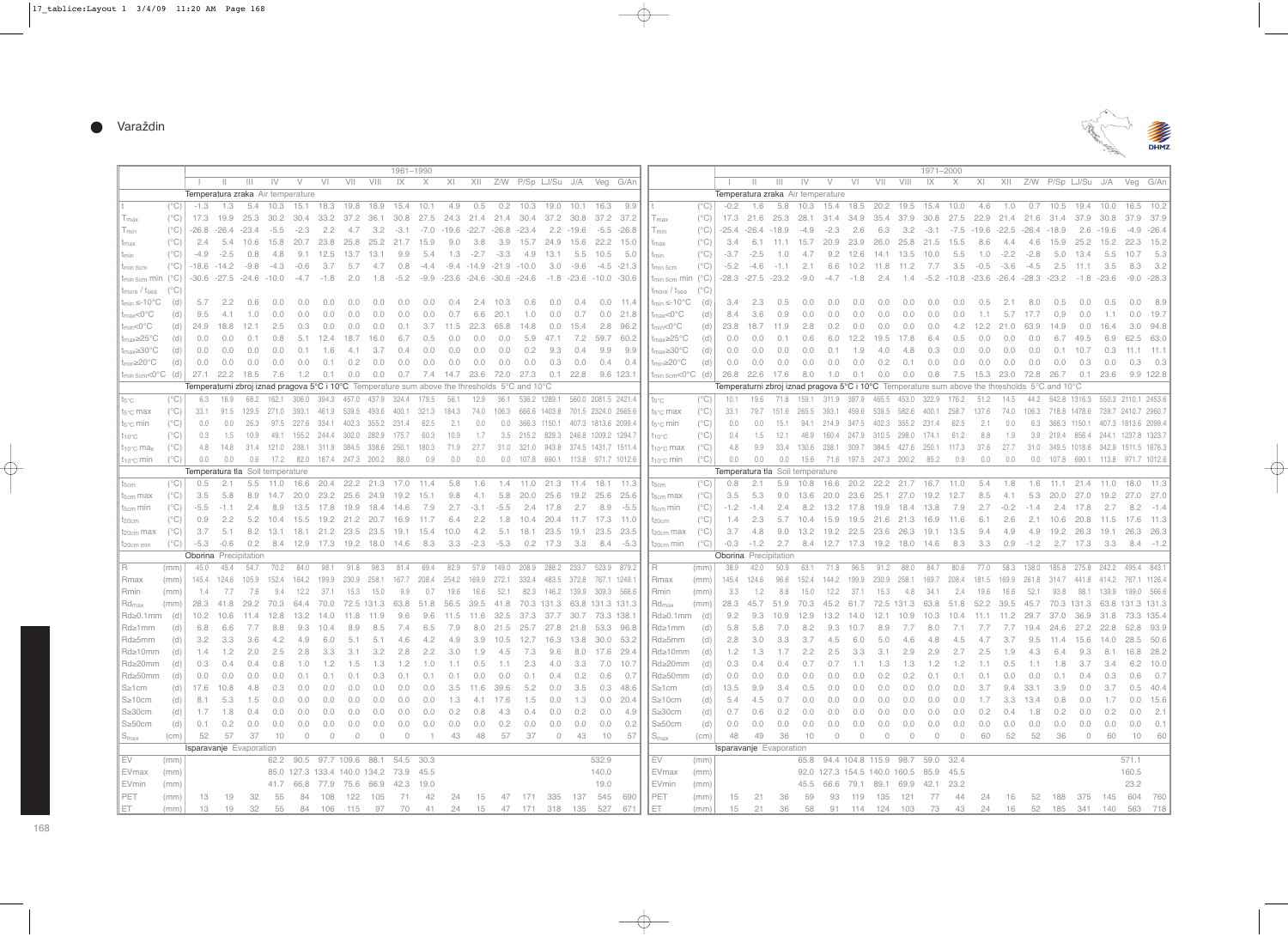# Varaždin

## 1961–1990

| | | I | II | III | IV | V | VI | VII | VIII | IX | X | XI | XII | Z/W | P/Sp | LJ/Su | J/A | Veg | G/An |
|---|---|---|---|---|---|---|---|---|---|---|---|---|---|---|---|---|---|---|---|
| **Temperatura zraka** Air temperature | | | | | | | | | | | | | | | | | | | |
| $t$ | (°C) | -1.3 | 1.3 | 5.4 | 10.3 | 15.1 | 18.3 | 19.8 | 18.9 | 15.4 | 10.1 | 4.9 | 0.5 | 0.2 | 10.3 | 19.0 | 10.1 | 16.3 | 9.9 |
| $T_{max}$ | (°C) | 17.3 | 19.9 | 25.3 | 30.2 | 30.4 | 33.2 | 37.2 | 36.1 | 30.8 | 27.5 | 24.3 | 21.4 | 21.4 | 30.4 | 37.2 | 30.8 | 37.2 | 37.2 |
| $T_{min}$ | (°C) | -26.8 | -26.4 | -23.4 | -5.5 | -2.3 | 2.2 | 4.7 | 3.2 | -3.1 | -7.0 | -19.6 | -22.7 | -26.8 | -23.4 | 2.2 | -19.6 | -5.5 | -26.8 |
| $t_{max}$ | (°C) | 2.4 | 5.4 | 10.6 | 15.8 | 20.7 | 23.8 | 25.8 | 25.2 | 21.7 | 15.9 | 9.0 | 3.8 | 3.9 | 15.7 | 24.9 | 15.6 | 22.2 | 15.0 |
| $t_{min}$ | (°C) | -4.9 | -2.5 | 0.8 | 4.8 | 9.1 | 12.5 | 13.7 | 13.1 | 9.9 | 5.4 | 1.3 | -2.7 | -3.3 | 4.9 | 13.1 | 5.5 | 10.5 | 5.0 |
| $t_{min\,5cm}$ | (°C) | -18.6 | -14.2 | -9.8 | -4.3 | -0.6 | 3.7 | 5.7 | 4.7 | 0.8 | -4.4 | -9.4 | -14.9 | -21.9 | -10.0 | 3.0 | -9.6 | -4.5 | -21.3 |
| $t_{min\,5cm}$ min | (°C) | -30.6 | -27.5 | -24.6 | -10.0 | -4.7 | -1.8 | 2.0 | 1.8 | -5.2 | -9.9 | -23.6 | -24.6 | -30.6 | -24.6 | -1.8 | -23.6 | -10.0 | -30.6 |
| $t_{more}$ / $t_{sea}$ | (°C) | | | | | | | | | | | | | | | | | | |
| $t_{min} \leq -10°C$ | (d) | 5.7 | 2.2 | 0.6 | 0.0 | 0.0 | 0.0 | 0.0 | 0.0 | 0.0 | 0.0 | 0.4 | 2.4 | 10.3 | 0.6 | 0.0 | 0.4 | 0.0 | 11.4 |
| $t_{max} < 0°C$ | (d) | 9.5 | 4.1 | 1.0 | 0.0 | 0.0 | 0.0 | 0.0 | 0.0 | 0.0 | 0.0 | 0.7 | 6.6 | 20.1 | 1.0 | 0.0 | 0.7 | 0.0 | 21.8 |
| $t_{min} < 0°C$ | (d) | 24.9 | 18.8 | 12.1 | 2.5 | 0.3 | 0.0 | 0.0 | 0.0 | 0.1 | 3.7 | 11.5 | 22.3 | 65.8 | 14.8 | 0.0 | 15.4 | 2.8 | 96.2 |
| $t_{max} \geq 25°C$ | (d) | 0.0 | 0.0 | 0.1 | 0.8 | 5.1 | 12.4 | 18.7 | 16.0 | 6.7 | 0.5 | 0.0 | 0.0 | 0.0 | 5.9 | 47.1 | 7.2 | 59.7 | 60.2 |
| $t_{max} \geq 30°C$ | (d) | 0.0 | 0.0 | 0.0 | 0.0 | 0.1 | 1.6 | 4.1 | 3.7 | 0.4 | 0.0 | 0.0 | 0.0 | 0.0 | 0.2 | 9.3 | 0.4 | 9.9 | 9.9 |
| $t_{min} \geq 20°C$ | (d) | 0.0 | 0.0 | 0.0 | 0.0 | 0.0 | 0.1 | 0.2 | 0.0 | 0.0 | 0.0 | 0.0 | 0.0 | 0.0 | 0.0 | 0.3 | 0.0 | 0.4 | 0.4 |
| $t_{min\,5cm} < 0°C$ | (d) | 27.1 | 22.2 | 18.5 | 7.6 | 1.2 | 0.1 | 0.0 | 0.0 | 0.7 | 7.4 | 14.7 | 23.6 | 72.0 | 27.3 | 0.1 | 22.8 | 9.6 | 123.1 |
| **Temperaturni zbroj iznad praga 5°C i 10°C** Temperature sum above the thresholds 5°C and 10°C | | | | | | | | | | | | | | | | | | | |
| $t_{5°C}$ | (°C) | 6.3 | 16.9 | 68.2 | 162.1 | 306.0 | 394.3 | 457.0 | 437.9 | 324.4 | 179.5 | 56.1 | 12.9 | 36.1 | 536.2 | 1289.1 | 560.0 | 2081.5 | 2421.4 |
| $t_{5°C}$ max | (°C) | 33.1 | 91.5 | 129.5 | 271.0 | 393.1 | 461.9 | 539.5 | 493.6 | 400.1 | 321.3 | 184.3 | 74.0 | 106.3 | 666.6 | 1403.8 | 701.5 | 2324.0 | 2665.6 |
| $t_{5°C}$ min | (°C) | 0.0 | 0.0 | 26.3 | 97.5 | 227.6 | 334.1 | 402.3 | 355.2 | 231.4 | 62.5 | 2.1 | 0.0 | 0.0 | 366.3 | 1150.1 | 407.3 | 1813.6 | 2099.4 |
| $t_{10°C}$ | (°C) | 0.3 | 1.5 | 10.9 | 49.1 | 155.2 | 244.4 | 302.0 | 282.9 | 175.7 | 60.3 | 10.9 | 1.7 | 3.5 | 215.2 | 829.3 | 246.9 | 1209.2 | 1294.7 |
| $t_{10°C}$ max | (°C) | 4.8 | 14.8 | 31.4 | 121.0 | 238.1 | 311.9 | 384.5 | 338.6 | 250.1 | 180.3 | 71.9 | 27.7 | 31.0 | 321.0 | 943.8 | 374.5 | 1431.7 | 1511.4 |
| $t_{10°C}$ min | (°C) | 0.0 | 0.0 | 0.6 | 17.2 | 82.0 | 187.4 | 247.3 | 200.2 | 88.0 | 0.9 | 0.0 | 0.0 | 0.0 | 107.8 | 690.1 | 113.8 | 971.7 | 1012.6 |
| **Temperatura tla** Soil temperature | | | | | | | | | | | | | | | | | | | |
| $t_{5cm}$ | (°C) | 0.5 | 2.1 | 5.5 | 11.0 | 16.6 | 20.4 | 22.2 | 21.3 | 17.0 | 11.4 | 5.8 | 1.6 | 1.4 | 11.0 | 21.3 | 11.4 | 18.1 | 11.3 |
| $t_{5cm}$ max | (°C) | 3.5 | 5.8 | 8.9 | 14.7 | 20.0 | 23.2 | 25.6 | 24.9 | 19.2 | 15.1 | 9.8 | 4.1 | 5.8 | 20.0 | 25.6 | 19.2 | 25.6 | 25.6 |
| $t_{5cm}$ min | (°C) | -5.5 | -1.1 | 2.4 | 8.9 | 13.5 | 17.8 | 19.9 | 18.4 | 14.6 | 7.9 | 2.7 | -3.1 | -5.5 | 2.4 | 17.8 | 2.7 | 8.9 | -5.5 |
| $t_{20cm}$ | (°C) | 0.9 | 2.2 | 5.2 | 10.4 | 15.5 | 19.2 | 21.2 | 20.7 | 16.9 | 11.7 | 6.4 | 2.2 | 1.8 | 10.4 | 20.4 | 11.7 | 17.3 | 11.0 |
| $t_{20cm}$ max | (°C) | 3.7 | 5.1 | 8.2 | 13.1 | 18.1 | 21.2 | 23.5 | 23.5 | 19.1 | 15.4 | 10.0 | 4.2 | 5.1 | 18.1 | 23.5 | 19.1 | 23.5 | 23.5 |
| $t_{20cm}$ min | (°C) | -5.3 | -0.6 | 0.2 | 8.4 | 12.9 | 17.3 | 19.2 | 18.0 | 14.6 | 8.3 | 3.3 | -2.3 | -5.3 | 0.2 | 17.3 | 3.3 | 8.4 | -5.3 |
| **Oborina** Precipitation | | | | | | | | | | | | | | | | | | | |
| R | (mm) | 45.0 | 45.4 | 54.7 | 70.2 | 84.0 | 98.1 | 91.8 | 98.3 | 81.4 | 69.4 | 82.9 | 57.9 | 149.0 | 208.9 | 288.2 | 233.7 | 523.9 | 879.2 |
| Rmax | (mm) | 145.4 | 124.6 | 105.9 | 152.4 | 164.2 | 199.9 | 230.9 | 258.1 | 167.7 | 208.4 | 254.2 | 169.9 | 272.1 | 332.4 | 483.5 | 372.8 | 767.1 | 1249.1 |
| Rmin | (mm) | 1.4 | 7.7 | 7.6 | 9.4 | 12.2 | 37.1 | 15.3 | 15.0 | 9.9 | 0.7 | 19.6 | 16.6 | 52.1 | 82.3 | 146.2 | 139.9 | 309.3 | 566.6 |
| $Rd_{max}$ | (mm) | 28.3 | 41.8 | 29.2 | 70.3 | 64.4 | 70.0 | 72.5 | 131.3 | 63.8 | 51.8 | 56.5 | 39.5 | 41.8 | 70.3 | 131.3 | 63.8 | 131.3 | 131.3 |
| Rd≥0.1mm | (d) | 10.2 | 10.6 | 11.4 | 12.8 | 13.2 | 14.0 | 11.8 | 11.9 | 9.6 | 9.6 | 11.5 | 11.6 | 32.5 | 37.3 | 37.7 | 30.7 | 73.3 | 138.1 |
| Rd≥1mm | (d) | 6.8 | 6.6 | 7.7 | 8.8 | 9.3 | 10.4 | 8.9 | 8.5 | 7.4 | 6.5 | 7.9 | 8.0 | 21.5 | 25.7 | 27.8 | 21.8 | 53.3 | 96.8 |
| Rd≥5mm | (d) | 3.2 | 3.3 | 3.6 | 4.2 | 4.9 | 6.0 | 5.1 | 5.1 | 4.6 | 4.2 | 4.9 | 3.9 | 10.5 | 12.7 | 16.3 | 13.8 | 30.0 | 53.2 |
| Rd≥10mm | (d) | 1.4 | 1.2 | 2.0 | 2.5 | 2.8 | 3.3 | 3.1 | 3.2 | 2.8 | 2.2 | 3.0 | 1.9 | 4.5 | 7.3 | 9.6 | 8.0 | 17.6 | 29.4 |
| Rd≥20mm | (d) | 0.3 | 0.4 | 0.4 | 0.8 | 1.0 | 1.2 | 1.5 | 1.3 | 1.2 | 1.0 | 1.1 | 0.5 | 1.1 | 2.3 | 4.0 | 3.3 | 7.0 | 10.7 |
| Rd≥50mm | (d) | 0.0 | 0.0 | 0.0 | 0.0 | 0.1 | 0.1 | 0.1 | 0.3 | 0.1 | 0.1 | 0.1 | 0.0 | 0.0 | 0.1 | 0.4 | 0.2 | 0.6 | 0.7 |
| S≥1cm | (d) | 17.6 | 10.8 | 4.8 | 0.3 | 0.0 | 0.0 | 0.0 | 0.0 | 0.0 | 0.0 | 3.5 | 11.6 | 39.6 | 5.2 | 0.0 | 3.5 | 0.3 | 48.6 |
| S≥10cm | (d) | 8.1 | 5.3 | 1.5 | 0.0 | 0.0 | 0.0 | 0.0 | 0.0 | 0.0 | 0.0 | 1.3 | 4.1 | 17.6 | 1.5 | 0.0 | 1.3 | 0.0 | 20.4 |
| S≥30cm | (d) | 1.7 | 1.8 | 0.4 | 0.0 | 0.0 | 0.0 | 0.0 | 0.0 | 0.0 | 0.0 | 0.2 | 0.8 | 4.3 | 0.4 | 0.0 | 0.2 | 0.0 | 4.9 |
| S≥50cm | (d) | 0.1 | 0.2 | 0.0 | 0.0 | 0.0 | 0.0 | 0.0 | 0.0 | 0.0 | 0.0 | 0.0 | 0.0 | 0.2 | 0.0 | 0.0 | 0.0 | 0.0 | 0.2 |
| $S_{max}$ | (cm) | 52 | 57 | 37 | 10 | 0 | 0 | 0 | 0 | 0 | 1 | 43 | 48 | 57 | 37 | 0 | 43 | 10 | 57 |
| **Isparavanje** Evaporation | | | | | | | | | | | | | | | | | | | |
| EV | (mm) | | | | 62.2 | 90.5 | 97.7 | 109.6 | 88.1 | 54.5 | 30.3 | | | | | | | 532.9 | |
| EVmax | (mm) | | | | 85.0 | 127.3 | 133.4 | 140.0 | 134.2 | 73.9 | 45.5 | | | | | | | 140.0 | |
| EVmin | (mm) | | | | 41.7 | 66.8 | 77.9 | 75.6 | 66.9 | 42.3 | 19.0 | | | | | | | 19.0 | |
| PET | (mm) | 13 | 19 | 32 | 55 | 84 | 108 | 122 | 105 | 71 | 42 | 24 | 15 | 47 | 171 | 335 | 137 | 545 | 690 |
| ET | (mm) | 13 | 19 | 32 | 55 | 84 | 106 | 115 | 97 | 70 | 41 | 24 | 15 | 47 | 171 | 318 | 135 | 527 | 671 |

## 1971–2000

| | | I | II | III | IV | V | VI | VII | VIII | IX | X | XI | XII | Z/W | P/Sp | LJ/Su | J/A | Veg | G/An |
|---|---|---|---|---|---|---|---|---|---|---|---|---|---|---|---|---|---|---|---|
| **Temperatura zraka** Air temperature | | | | | | | | | | | | | | | | | | | |
| $t$ | (°C) | -0.2 | 1.6 | 5.8 | 10.3 | 15.4 | 18.5 | 20.2 | 19.5 | 15.4 | 10.0 | 4.6 | 1.0 | 0.7 | 10.5 | 19.4 | 10.0 | 16.5 | 10.2 |
| $T_{max}$ | (°C) | 17.3 | 21.6 | 25.3 | 28.1 | 31.4 | 34.9 | 35.4 | 37.9 | 30.8 | 27.5 | 22.9 | 21.4 | 21.6 | 31.4 | 37.9 | 30.8 | 37.9 | 37.9 |
| $T_{min}$ | (°C) | -25.4 | -26.4 | -18.9 | -4.9 | -2.3 | 2.6 | 6.3 | 3.2 | -3.1 | -7.5 | -19.6 | -22.5 | -26.4 | -18.9 | 2.6 | -19.6 | -4.9 | -26.4 |
| $t_{max}$ | (°C) | 3.4 | 6.1 | 11.1 | 15.7 | 20.9 | 23.9 | 26.0 | 25.8 | 21.5 | 15.5 | 8.6 | 4.4 | 4.6 | 15.9 | 25.2 | 15.2 | 22.3 | 15.2 |
| $t_{min}$ | (°C) | -3.7 | -2.5 | 1.0 | 4.7 | 9.2 | 12.6 | 14.1 | 13.5 | 10.0 | 5.5 | 1.0 | -2.2 | -2.8 | 5.0 | 13.4 | 5.5 | 10.7 | 5.3 |
| $t_{min\,5cm}$ | (°C) | -5.2 | -4.6 | -1.1 | 2.1 | 6.6 | 10.2 | 11.8 | 11.2 | 7.7 | 3.5 | -0.5 | -3.6 | -4.5 | 2.5 | 11.1 | 3.5 | 8.3 | 3.2 |
| $t_{min\,5cm}$ min | (°C) | -28.3 | -27.5 | -23.2 | -9.0 | -4.7 | -1.8 | 2.4 | 1.4 | -5.2 | -10.8 | -23.6 | -26.4 | -28.3 | -23.2 | -1.8 | -23.6 | -9.0 | -28.3 |
| $t_{more}$ / $t_{sea}$ | (°C) | | | | | | | | | | | | | | | | | | |
| $t_{min} \leq -10°C$ | (d) | 3.4 | 2.3 | 0.5 | 0.0 | 0.0 | 0.0 | 0.0 | 0.0 | 0.0 | 0.0 | 0.5 | 2.1 | 8.0 | 0.5 | 0.0 | 0.5 | 0.0 | 8.9 |
| $t_{max} < 0°C$ | (d) | 8.4 | 3.6 | 0.9 | 0.0 | 0.0 | 0.0 | 0.0 | 0.0 | 0.0 | 0.0 | 1.1 | 5.7 | 17.7 | 0.9 | 0.0 | 1.1 | 0.0 | 19.7 |
| $t_{min} < 0°C$ | (d) | 23.8 | 18.7 | 11.9 | 2.8 | 0.2 | 0.0 | 0.0 | 0.0 | 0.0 | 4.2 | 12.2 | 21.0 | 63.9 | 14.9 | 0.0 | 16.4 | 3.0 | 94.8 |
| $t_{max} \geq 25°C$ | (d) | 0.0 | 0.0 | 0.1 | 0.6 | 6.0 | 12.2 | 19.5 | 17.8 | 6.4 | 0.5 | 0.0 | 0.0 | 0.0 | 6.7 | 49.5 | 6.9 | 62.5 | 63.0 |
| $t_{max} \geq 30°C$ | (d) | 0.0 | 0.0 | 0.0 | 0.0 | 0.1 | 1.9 | 4.0 | 4.8 | 0.3 | 0.0 | 0.0 | 0.0 | 0.0 | 0.1 | 10.7 | 0.3 | 11.1 | 11.1 |
| $t_{min} \geq 20°C$ | (d) | 0.0 | 0.0 | 0.0 | 0.0 | 0.0 | 0.0 | 0.2 | 0.1 | 0.0 | 0.0 | 0.0 | 0.0 | 0.0 | 0.0 | 0.3 | 0.0 | 0.3 | 0.3 |
| $t_{min\,5cm} < 0°C$ | (d) | 26.8 | 22.6 | 17.6 | 8.0 | 1.0 | 0.1 | 0.0 | 0.0 | 0.8 | 7.5 | 15.3 | 23.0 | 72.8 | 26.7 | 0.1 | 23.6 | 9.9 | 122.8 |
| **Temperaturni zbroj iznad praga 5°C i 10°C** Temperature sum above the thresholds 5°C and 10°C | | | | | | | | | | | | | | | | | | | |
| $t_{5°C}$ | (°C) | 10.1 | 19.6 | 71.8 | 159.1 | 311.9 | 397.9 | 465.5 | 453.0 | 322.9 | 176.2 | 51.2 | 14.5 | 44.2 | 542.8 | 1316.3 | 550.3 | 2110.1 | 2453.6 |
| $t_{5°C}$ max | (°C) | 33.1 | 79.7 | 151.6 | 265.5 | 393.1 | 459.6 | 539.5 | 582.6 | 400.1 | 258.7 | 137.6 | 74.0 | 106.3 | 718.8 | 1478.6 | 739.7 | 2410.7 | 2960.7 |
| $t_{5°C}$ min | (°C) | 0.0 | 0.0 | 15.1 | 94.1 | 214.9 | 347.5 | 402.3 | 355.2 | 231.4 | 62.5 | 2.1 | 0.0 | 6.3 | 366.3 | 1150.1 | 407.3 | 1813.6 | 2099.4 |
| $t_{10°C}$ | (°C) | 0.4 | 1.5 | 12.1 | 46.9 | 160.4 | 247.9 | 310.5 | 298.0 | 174.1 | 61.2 | 8.8 | 1.9 | 3.9 | 219.4 | 856.4 | 244.1 | 1237.8 | 1323.7 |
| $t_{10°C}$ max | (°C) | 4.8 | 9.9 | 33.4 | 130.6 | 238.1 | 309.7 | 384.5 | 427.6 | 250.1 | 117.3 | 37.6 | 27.7 | 31.0 | 349.5 | 1018.6 | 342.9 | 1511.5 | 1676.3 |
| $t_{10°C}$ min | (°C) | 0.0 | 0.0 | 0.0 | 15.6 | 71.6 | 197.5 | 247.3 | 200.2 | 85.2 | 0.9 | 0.0 | 0.0 | 0.0 | 107.8 | 690.1 | 113.8 | 971.7 | 1012.6 |
| **Temperatura tla** Soil temperature | | | | | | | | | | | | | | | | | | | |
| $t_{5cm}$ | (°C) | 0.8 | 2.1 | 5.9 | 10.8 | 16.6 | 20.2 | 22.2 | 21.7 | 16.7 | 11.0 | 5.4 | 1.8 | 1.6 | 11.1 | 21.4 | 11.0 | 18.0 | 11.3 |
| $t_{5cm}$ max | (°C) | 3.5 | 5.3 | 9.0 | 13.6 | 20.0 | 23.6 | 25.1 | 27.0 | 19.2 | 12.7 | 8.5 | 4.1 | 5.3 | 20.0 | 27.0 | 19.2 | 27.0 | 27.0 |
| $t_{5cm}$ min | (°C) | -1.2 | -1.4 | 2.4 | 8.2 | 13.2 | 17.8 | 19.9 | 18.4 | 13.8 | 7.9 | 2.7 | -0.2 | -1.4 | 2.4 | 17.8 | 2.7 | 8.2 | -1.4 |
| $t_{20cm}$ | (°C) | 1.4 | 2.3 | 5.7 | 10.4 | 15.9 | 19.5 | 21.6 | 21.3 | 16.9 | 11.6 | 6.1 | 2.6 | 2.1 | 10.6 | 20.8 | 11.5 | 17.6 | 11.3 |
| $t_{20cm}$ max | (°C) | 3.7 | 4.8 | 9.0 | 13.2 | 19.2 | 22.5 | 23.6 | 26.3 | 19.1 | 13.5 | 9.4 | 4.9 | 4.9 | 19.2 | 26.3 | 19.1 | 26.3 | 26.3 |
| $t_{20cm}$ min | (°C) | -0.3 | -1.2 | 2.7 | 8.4 | 12.7 | 17.3 | 19.2 | 18.0 | 14.6 | 8.3 | 3.3 | 0.9 | -1.2 | 2.7 | 17.3 | 3.3 | 8.4 | -1.2 |
| **Oborina** Precipitation | | | | | | | | | | | | | | | | | | | |
| R | (mm) | 38.9 | 42.0 | 50.9 | 63.1 | 71.8 | 96.5 | 91.2 | 88.0 | 84.7 | 80.6 | 77.0 | 58.3 | 138.0 | 185.8 | 275.8 | 242.2 | 495.4 | 843.1 |
| Rmax | (mm) | 145.4 | 124.6 | 96.6 | 152.4 | 144.2 | 199.9 | 230.9 | 258.1 | 169.7 | 208.4 | 181.5 | 169.9 | 261.8 | 314.7 | 441.8 | 414.2 | 767.1 | 1126.4 |
| Rmin | (mm) | 3.3 | 1.2 | 8.8 | 15.0 | 12.2 | 37.1 | 15.3 | 4.8 | 34.1 | 2.4 | 19.6 | 16.6 | 52.1 | 93.8 | 98.1 | 139.9 | 199.0 | 566.6 |
| $Rd_{max}$ | (mm) | 28.3 | 45.7 | 51.9 | 70.3 | 45.2 | 61.7 | 72.5 | 131.3 | 63.8 | 51.8 | 52.2 | 39.5 | 45.7 | 70.3 | 131.3 | 63.8 | 131.3 | 131.3 |
| Rd≥0.1mm | (d) | 9.2 | 9.3 | 10.9 | 12.9 | 13.2 | 14.0 | 12.1 | 10.9 | 10.3 | 10.4 | 11.1 | 11.2 | 29.7 | 37.0 | 36.9 | 31.8 | 73.3 | 135.4 |
| Rd≥1mm | (d) | 5.8 | 5.8 | 7.0 | 8.2 | 9.3 | 10.7 | 8.9 | 7.7 | 8.0 | 7.1 | 7.7 | 7.7 | 19.4 | 24.6 | 27.2 | 22.8 | 52.8 | 93.9 |
| Rd≥5mm | (d) | 2.8 | 3.0 | 3.3 | 3.7 | 4.5 | 6.0 | 5.0 | 4.6 | 4.8 | 4.5 | 4.7 | 3.7 | 9.5 | 11.4 | 15.6 | 14.0 | 28.5 | 50.6 |
| Rd≥10mm | (d) | 1.2 | 1.3 | 1.7 | 2.2 | 2.5 | 3.3 | 3.1 | 2.9 | 2.9 | 2.7 | 2.5 | 1.9 | 4.3 | 6.4 | 9.3 | 8.1 | 16.8 | 28.2 |
| Rd≥20mm | (d) | 0.3 | 0.4 | 0.4 | 0.7 | 0.7 | 1.1 | 1.3 | 1.3 | 1.2 | 1.2 | 1.1 | 0.5 | 1.1 | 1.8 | 3.7 | 3.4 | 6.2 | 10.0 |
| Rd≥50mm | (d) | 0.0 | 0.0 | 0.0 | 0.0 | 0.0 | 0.0 | 0.2 | 0.2 | 0.1 | 0.1 | 0.1 | 0.0 | 0.0 | 0.1 | 0.4 | 0.3 | 0.6 | 0.7 |
| S≥1cm | (d) | 13.5 | 9.9 | 3.4 | 0.5 | 0.0 | 0.0 | 0.0 | 0.0 | 0.0 | 0.0 | 3.7 | 9.4 | 33.1 | 3.9 | 0.0 | 3.7 | 0.5 | 40.4 |
| S≥10cm | (d) | 5.4 | 4.5 | 0.7 | 0.0 | 0.0 | 0.0 | 0.0 | 0.0 | 0.0 | 0.0 | 1.7 | 3.3 | 13.4 | 0.8 | 0.0 | 1.7 | 0.0 | 15.6 |
| S≥30cm | (d) | 0.7 | 0.6 | 0.2 | 0.0 | 0.0 | 0.0 | 0.0 | 0.0 | 0.0 | 0.0 | 0.2 | 0.4 | 1.8 | 0.2 | 0.0 | 0.2 | 0.0 | 2.1 |
| S≥50cm | (d) | 0.1 | 0.0 | 0.0 | 0.0 | 0.0 | 0.0 | 0.0 | 0.0 | 0.0 | 0.0 | 0.0 | 0.0 | 0.1 | 0.0 | 0.0 | 0.0 | 0.0 | 0.1 |
| $S_{max}$ | (cm) | 48 | 49 | 36 | 10 | 0 | 0 | 0 | 0 | 0 | 0 | 60 | 52 | 52 | 36 | 0 | 60 | 10 | 60 |
| **Isparavanje** Evaporation | | | | | | | | | | | | | | | | | | | |
| EV | (mm) | | | | 65.8 | 94.4 | 104.8 | 115.9 | 98.7 | 59.0 | 32.4 | | | | | | | 571.1 | |
| EVmax | (mm) | | | | 92.0 | 127.3 | 154.5 | 140.0 | 160.5 | 85.9 | 45.5 | | | | | | | 160.5 | |
| EVmin | (mm) | | | | 45.5 | 66.6 | 79.1 | 89.1 | 69.9 | 42.1 | 23.2 | | | | | | | 23.2 | |
| PET | (mm) | 15 | 21 | 36 | 59 | 93 | 119 | 135 | 121 | 77 | 44 | 24 | 16 | 52 | 188 | 375 | 145 | 604 | 760 |
| ET | (mm) | 15 | 21 | 36 | 58 | 91 | 114 | 124 | 103 | 73 | 43 | 24 | 16 | 52 | 185 | 341 | 140 | 563 | 718 |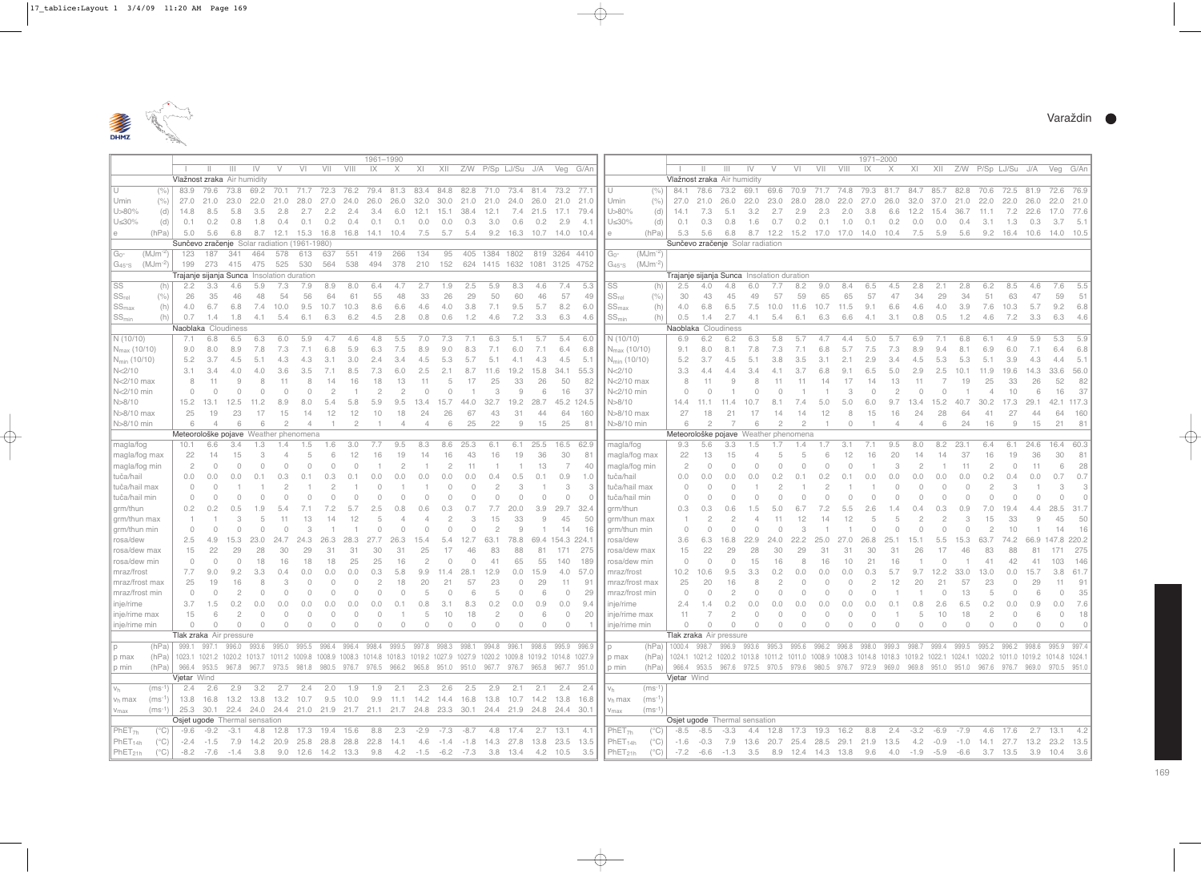# Varaždin

| 1961–1990 | | I | II | III | IV | V | VI | VII | VIII | IX | X | XI | XII | Z/W | P/Sp | LJ/Su | J/A | Veg | G/An |
|---|---|---|---|---|---|---|---|---|---|---|---|---|---|---|---|---|---|---|---|
| **Vlažnost zraka** Air humidity | | | | | | | | | | | | | | | | | | | |
| U | (%) | 83.9 | 79.6 | 73.8 | 69.2 | 70.1 | 71.7 | 72.3 | 76.2 | 79.4 | 81.3 | 83.4 | 84.8 | 82.8 | 71.0 | 73.4 | 81.4 | 73.2 | 77.1 |
| Umin | (%) | 27.0 | 21.0 | 23.0 | 22.0 | 21.0 | 28.0 | 27.0 | 24.0 | 26.0 | 26.0 | 32.0 | 30.0 | 21.0 | 21.0 | 24.0 | 26.0 | 21.0 | 21.0 |
| U>80% | (d) | 14.8 | 8.5 | 5.8 | 3.5 | 2.8 | 2.7 | 2.2 | 2.4 | 3.4 | 6.0 | 12.1 | 15.1 | 38.4 | 12.1 | 7.4 | 21.5 | 17.1 | 79.4 |
| U≤30% | (d) | 0.1 | 0.2 | 0.8 | 1.8 | 0.4 | 0.1 | 0.2 | 0.4 | 0.1 | 0.1 | 0.0 | 0.0 | 0.3 | 3.0 | 0.6 | 0.2 | 2.9 | 4.1 |
| e | (hPa) | 5.0 | 5.6 | 6.8 | 8.7 | 12.1 | 15.3 | 16.8 | 16.8 | 14.1 | 10.4 | 7.5 | 5.7 | 5.4 | 9.2 | 16.3 | 10.7 | 14.0 | 10.4 |
| **Sunčevo zračenje** Solar radiation (1961-1980) | | | | | | | | | | | | | | | | | | | |
| $G_{0°}$ | ($MJm^{-2}$) | 123 | 187 | 341 | 464 | 578 | 613 | 637 | 551 | 419 | 266 | 134 | 95 | 405 | 1384 | 1802 | 819 | 3264 | 4410 |
| $G_{45°S}$ | ($MJm^{-2}$) | 199 | 273 | 415 | 475 | 525 | 530 | 564 | 538 | 494 | 378 | 210 | 152 | 624 | 1415 | 1632 | 1081 | 3125 | 4752 |
| **Trajanje sijanja Sunca** Insolation duration | | | | | | | | | | | | | | | | | | | |
| SS | (h) | 2.2 | 3.3 | 4.6 | 5.9 | 7.3 | 7.9 | 8.9 | 8.0 | 6.4 | 4.7 | 2.7 | 1.9 | 2.5 | 5.9 | 8.3 | 4.6 | 7.4 | 5.3 |
| $SS_{rel}$ | (%) | 26 | 35 | 46 | 48 | 54 | 56 | 64 | 61 | 55 | 48 | 33 | 26 | 29 | 50 | 60 | 46 | 57 | 49 |
| $SS_{max}$ | (h) | 4.0 | 6.7 | 6.8 | 7.4 | 10.0 | 9.5 | 10.7 | 10.3 | 8.6 | 6.6 | 4.6 | 4.0 | 3.8 | 7.1 | 9.5 | 5.7 | 8.2 | 6.0 |
| $SS_{min}$ | (h) | 0.7 | 1.4 | 1.8 | 4.1 | 5.4 | 6.1 | 6.3 | 6.2 | 4.5 | 2.8 | 0.8 | 0.6 | 1.2 | 4.6 | 7.2 | 3.3 | 6.3 | 4.6 |
| **Naoblaka** Cloudiness | | | | | | | | | | | | | | | | | | | |
| N (10/10) | | 7.1 | 6.8 | 6.5 | 6.3 | 6.0 | 5.9 | 4.7 | 4.6 | 4.8 | 5.5 | 7.0 | 7.3 | 7.1 | 6.3 | 5.1 | 5.7 | 5.4 | 6.0 |
| $N_{max}$ (10/10) | | 9.0 | 8.0 | 8.9 | 7.8 | 7.3 | 7.1 | 6.8 | 5.9 | 6.3 | 7.5 | 8.9 | 9.0 | 8.3 | 7.1 | 6.0 | 7.1 | 6.4 | 6.8 |
| $N_{min}$ (10/10) | | 5.2 | 3.7 | 4.5 | 5.1 | 4.3 | 4.3 | 3.1 | 3.0 | 2.4 | 3.4 | 4.5 | 5.3 | 5.7 | 5.1 | 4.1 | 4.3 | 4.4 | 5.1 |
| N<2/10 | | 3.1 | 3.4 | 4.0 | 4.0 | 3.6 | 3.5 | 7.1 | 8.5 | 7.3 | 6.0 | 2.5 | 2.1 | 8.7 | 11.6 | 19.2 | 15.8 | 34.1 | 55.3 |
| N<2/10 max | | 8 | 11 | 9 | 8 | 11 | 8 | 14 | 16 | 18 | 13 | 11 | 5 | 17 | 25 | 33 | 26 | 50 | 82 |
| N<2/10 min | | 0 | 0 | 0 | 0 | 0 | 0 | 2 | 1 | 2 | 2 | 0 | 0 | 1 | 3 | 9 | 6 | 16 | 37 |
| N>8/10 | | 15.2 | 13.1 | 12.5 | 11.2 | 8.9 | 8.0 | 5.4 | 5.8 | 5.9 | 9.5 | 13.4 | 15.7 | 44.0 | 32.7 | 19.2 | 28.7 | 45.2 | 124.5 |
| N>8/10 max | | 25 | 19 | 23 | 17 | 15 | 14 | 12 | 12 | 10 | 18 | 24 | 26 | 67 | 43 | 31 | 44 | 64 | 160 |
| N>8/10 min | | 6 | 4 | 6 | 6 | 2 | 4 | 1 | 2 | 1 | 4 | 4 | 6 | 25 | 22 | 9 | 15 | 25 | 81 |
| **Meteorološke pojave** Weather phenomena | | | | | | | | | | | | | | | | | | | |
| magla/fog | | 10.1 | 6.6 | 3.4 | 1.3 | 1.4 | 1.5 | 1.6 | 3.0 | 7.7 | 9.5 | 8.3 | 8.6 | 25.3 | 6.1 | 6.1 | 25.5 | 16.5 | 62.9 |
| magla/fog max | | 22 | 14 | 15 | 3 | 4 | 5 | 6 | 12 | 16 | 19 | 14 | 16 | 43 | 16 | 19 | 36 | 30 | 81 |
| magla/fog min | | 2 | 0 | 0 | 0 | 0 | 0 | 0 | 0 | 1 | 2 | 1 | 2 | 11 | 1 | 1 | 13 | 7 | 40 |
| tuča/hail | | 0.0 | 0.0 | 0.0 | 0.1 | 0.3 | 0.1 | 0.3 | 0.1 | 0.0 | 0.0 | 0.0 | 0.0 | 0.0 | 0.4 | 0.5 | 0.1 | 0.9 | 1.0 |
| tuča/hail max | | 0 | 0 | 1 | 1 | 2 | 1 | 2 | 1 | 0 | 1 | 1 | 0 | 0 | 2 | 3 | 1 | 3 | 3 |
| tuča/hail min | | 0 | 0 | 0 | 0 | 0 | 0 | 0 | 0 | 0 | 0 | 0 | 0 | 0 | 0 | 0 | 0 | 0 | 0 |
| grm/thun | | 0.2 | 0.2 | 0.5 | 1.9 | 5.4 | 7.1 | 7.2 | 5.7 | 2.5 | 0.8 | 0.6 | 0.3 | 0.7 | 7.7 | 20.0 | 3.9 | 29.7 | 32.4 |
| grm/thun max | | 1 | 1 | 3 | 5 | 11 | 13 | 14 | 12 | 5 | 4 | 4 | 2 | 3 | 15 | 33 | 9 | 45 | 50 |
| grm/thun min | | 0 | 0 | 0 | 0 | 0 | 3 | 1 | 1 | 0 | 0 | 0 | 0 | 0 | 2 | 9 | 1 | 14 | 16 |
| rosa/dew | | 2.5 | 4.9 | 15.3 | 23.0 | 27.4 | 24.3 | 26.3 | 28.3 | 27.7 | 26.3 | 15.4 | 5.4 | 12.7 | 63.1 | 78.8 | 69.4 | 154.3 | 224.1 |
| rosa/dew max | | 15 | 22 | 29 | 28 | 30 | 29 | 31 | 31 | 30 | 31 | 25 | 17 | 46 | 83 | 88 | 81 | 171 | 275 |
| rosa/dew min | | 0 | 0 | 0 | 18 | 16 | 18 | 18 | 25 | 25 | 16 | 2 | 0 | 0 | 41 | 65 | 55 | 140 | 189 |
| mraz/frost | | 7.7 | 9.0 | 9.2 | 3.3 | 0.4 | 0.0 | 0.0 | 0.0 | 0.3 | 5.8 | 9.9 | 11.4 | 28.1 | 12.9 | 0.0 | 15.9 | 4.0 | 57.0 |
| mraz/frost max | | 25 | 19 | 16 | 8 | 3 | 0 | 0 | 0 | 2 | 18 | 20 | 21 | 57 | 23 | 0 | 29 | 11 | 91 |
| mraz/frost min | | 0 | 0 | 2 | 0 | 0 | 0 | 0 | 0 | 0 | 5 | 0 | 6 | 5 | 0 | 6 | 0 | 29 |
| inje/rime | | 3.7 | 1.5 | 0.2 | 0.0 | 0.0 | 0.0 | 0.0 | 0.0 | 0.0 | 0.1 | 0.8 | 3.1 | 8.3 | 0.2 | 0.0 | 0.9 | 0.0 | 9.4 |
| inje/rime max | | 15 | 6 | 2 | 0 | 0 | 0 | 0 | 0 | 0 | 1 | 5 | 10 | 18 | 2 | 0 | 6 | 0 | 20 |
| inje/rime min | | 0 | 0 | 0 | 0 | 0 | 0 | 0 | 0 | 0 | 0 | 0 | 0 | 0 | 0 | 0 | 0 | 0 | 1 |
| **Tlak zraka** Air pressure | | | | | | | | | | | | | | | | | | | |
| p | (hPa) | 999.1 | 997.1 | 996.0 | 993.6 | 995.0 | 995.5 | 996.4 | 996.4 | 998.4 | 999.5 | 997.8 | 998.3 | 998.1 | 994.8 | 996.1 | 998.6 | 995.9 | 996.9 |
| p max | (hPa) | 1023.1 | 1021.2 | 1020.2 | 1013.7 | 1011.2 | 1009.8 | 1008.9 | 1008.3 | 1014.8 | 1018.3 | 1019.2 | 1027.9 | 1027.9 | 1020.2 | 1009.8 | 1019.2 | 1014.8 | 1027.9 |
| p min | (hPa) | 966.4 | 953.5 | 967.8 | 967.7 | 973.5 | 981.8 | 980.5 | 976.7 | 976.5 | 966.2 | 965.8 | 951.0 | 951.0 | 967.7 | 976.7 | 965.8 | 967.7 | 951.0 |
| **Vjetar** Wind | | | | | | | | | | | | | | | | | | | |
| $v_h$ | ($ms^{-1}$) | 2.4 | 2.6 | 2.9 | 3.2 | 2.7 | 2.4 | 2.0 | 1.9 | 1.9 | 2.1 | 2.3 | 2.6 | 2.5 | 2.9 | 2.1 | 2.1 | 2.4 | 2.4 |
| $v_h$ max | ($ms^{-1}$) | 13.8 | 16.8 | 13.2 | 13.8 | 13.2 | 10.7 | 9.5 | 10.0 | 9.9 | 11.1 | 14.2 | 14.4 | 16.8 | 13.8 | 10.7 | 14.2 | 13.8 | 16.8 |
| $v_{max}$ | ($ms^{-1}$) | 25.3 | 30.1 | 22.4 | 24.0 | 24.4 | 21.0 | 21.9 | 21.7 | 21.1 | 21.7 | 24.8 | 23.3 | 30.1 | 24.4 | 21.9 | 24.8 | 24.4 | 30.1 |
| **Osjet ugode** Thermal sensation | | | | | | | | | | | | | | | | | | | |
| $PhET_{7h}$ | (°C) | -9.6 | -9.2 | -3.1 | 4.8 | 12.8 | 17.3 | 19.4 | 15.6 | 8.8 | 2.3 | -2.9 | -7.3 | -8.7 | 4.8 | 17.4 | 2.7 | 13.1 | 4.1 |
| $PhET_{14h}$ | (°C) | -2.4 | -1.5 | 7.9 | 14.2 | 20.9 | 25.8 | 28.8 | 28.8 | 22.8 | 14.1 | 4.6 | -1.4 | -1.8 | 14.3 | 27.8 | 13.8 | 23.5 | 13.5 |
| $PhET_{21h}$ | (°C) | -8.2 | -7.6 | -1.4 | 3.8 | 9.0 | 12.6 | 14.2 | 13.3 | 9.8 | 4.2 | -1.5 | -6.2 | -7.3 | 3.8 | 13.4 | 4.2 | 10.5 | 3.5 |

| 1971–2000 | | I | II | III | IV | V | VI | VII | VIII | IX | X | XI | XII | Z/W | P/Sp | LJ/Su | J/A | Veg | G/An |
|---|---|---|---|---|---|---|---|---|---|---|---|---|---|---|---|---|---|---|---|
| **Vlažnost zraka** Air humidity | | | | | | | | | | | | | | | | | | | |
| U | (%) | 84.1 | 78.6 | 73.2 | 69.1 | 69.6 | 70.9 | 71.7 | 74.8 | 79.3 | 81.7 | 84.7 | 85.7 | 82.8 | 70.6 | 72.5 | 81.9 | 72.6 | 76.9 |
| Umin | (%) | 27.0 | 21.0 | 26.0 | 22.0 | 23.0 | 28.0 | 28.0 | 22.0 | 27.0 | 26.0 | 32.0 | 37.0 | 21.0 | 22.0 | 22.0 | 26.0 | 22.0 | 21.0 |
| U>80% | (d) | 14.1 | 7.3 | 5.1 | 3.2 | 2.7 | 2.9 | 2.3 | 2.0 | 3.8 | 6.6 | 12.2 | 15.4 | 36.7 | 11.1 | 7.2 | 22.6 | 17.0 | 77.6 |
| U≤30% | (d) | 0.1 | 0.3 | 0.8 | 1.6 | 0.7 | 0.2 | 0.1 | 1.0 | 0.1 | 0.2 | 0.0 | 0.0 | 0.4 | 3.1 | 1.3 | 0.3 | 3.7 | 5.1 |
| e | (hPa) | 5.3 | 5.6 | 6.8 | 8.7 | 12.2 | 15.2 | 17.0 | 17.0 | 14.0 | 10.4 | 7.5 | 5.9 | 5.6 | 9.2 | 16.4 | 10.6 | 14.0 | 10.5 |
| **Sunčevo zračenje** Solar radiation | | | | | | | | | | | | | | | | | | | |
| $G_{0°}$ | ($MJm^{-2}$) | | | | | | | | | | | | | | | | | | |
| $G_{45°S}$ | ($MJm^{-2}$) | | | | | | | | | | | | | | | | | | |
| **Trajanje sijanja Sunca** Insolation duration | | | | | | | | | | | | | | | | | | | |
| SS | (h) | 2.5 | 4.0 | 4.8 | 6.0 | 7.7 | 8.2 | 9.0 | 8.4 | 6.5 | 4.5 | 2.8 | 2.1 | 2.8 | 6.2 | 8.5 | 4.6 | 7.6 | 5.5 |
| $SS_{rel}$ | (%) | 30 | 43 | 45 | 49 | 57 | 59 | 65 | 65 | 57 | 47 | 34 | 29 | 34 | 51 | 63 | 47 | 59 | 51 |
| $SS_{max}$ | (h) | 4.0 | 6.8 | 6.5 | 7.5 | 10.0 | 11.6 | 10.7 | 11.5 | 9.1 | 6.6 | 4.6 | 4.0 | 3.9 | 7.6 | 10.3 | 5.7 | 9.2 | 6.8 |
| $SS_{min}$ | (h) | 0.5 | 1.4 | 2.7 | 4.1 | 5.4 | 6.1 | 6.3 | 6.6 | 4.1 | 3.1 | 0.8 | 0.5 | 1.2 | 4.6 | 7.2 | 3.3 | 6.3 | 4.6 |
| **Naoblaka** Cloudiness | | | | | | | | | | | | | | | | | | | |
| N (10/10) | | 6.9 | 6.2 | 6.2 | 6.3 | 5.8 | 5.7 | 4.7 | 4.4 | 5.0 | 5.7 | 6.9 | 7.1 | 6.8 | 6.1 | 4.9 | 5.9 | 5.3 | 5.9 |
| $N_{max}$ (10/10) | | 9.1 | 8.0 | 8.1 | 7.8 | 7.3 | 7.1 | 6.8 | 5.7 | 7.5 | 7.3 | 8.9 | 9.4 | 8.1 | 6.9 | 6.0 | 7.1 | 6.4 | 6.8 |
| $N_{min}$ (10/10) | | 5.2 | 3.7 | 4.5 | 5.1 | 3.8 | 3.5 | 3.1 | 2.1 | 2.9 | 3.4 | 4.5 | 5.3 | 5.3 | 5.1 | 3.9 | 4.3 | 4.4 | 5.1 |
| N<2/10 | | 3.3 | 4.4 | 4.4 | 3.4 | 4.1 | 3.7 | 6.8 | 9.1 | 6.5 | 5.0 | 2.9 | 2.5 | 10.1 | 11.9 | 19.6 | 14.3 | 33.6 | 56.0 |
| N<2/10 max | | 8 | 11 | 9 | 8 | 11 | 11 | 14 | 17 | 14 | 13 | 11 | 7 | 19 | 25 | 33 | 26 | 52 | 82 |
| N<2/10 min | | 0 | 0 | 1 | 0 | 0 | 1 | 1 | 3 | 0 | 2 | 0 | 0 | 1 | 4 | 10 | 6 | 16 | 37 |
| N>8/10 | | 14.4 | 11.1 | 11.4 | 10.7 | 8.1 | 7.4 | 5.0 | 5.0 | 6.0 | 9.7 | 13.4 | 15.2 | 40.7 | 30.2 | 17.3 | 29.1 | 42.1 | 117.3 |
| N>8/10 max | | 27 | 18 | 21 | 17 | 14 | 14 | 12 | 8 | 15 | 16 | 24 | 28 | 64 | 41 | 27 | 44 | 64 | 160 |
| N>8/10 min | | 6 | 2 | 7 | 6 | 2 | 2 | 1 | 0 | 1 | 4 | 4 | 6 | 24 | 16 | 9 | 15 | 21 | 81 |
| **Meteorološke pojave** Weather phenomena | | | | | | | | | | | | | | | | | | | |
| magla/fog | | 9.3 | 5.6 | 3.3 | 1.5 | 1.7 | 1.4 | 1.7 | 3.1 | 7.1 | 9.5 | 8.0 | 8.2 | 23.1 | 6.4 | 6.1 | 24.6 | 16.4 | 60.3 |
| magla/fog max | | 22 | 13 | 15 | 4 | 5 | 5 | 6 | 12 | 16 | 20 | 14 | 14 | 37 | 16 | 19 | 36 | 30 | 81 |
| magla/fog min | | 2 | 0 | 0 | 0 | 0 | 0 | 0 | 0 | 1 | 3 | 2 | 1 | 11 | 2 | 0 | 11 | 6 | 28 |
| tuča/hail | | 0.0 | 0.0 | 0.0 | 0.0 | 0.2 | 0.1 | 0.2 | 0.1 | 0.0 | 0.0 | 0.0 | 0.0 | 0.0 | 0.2 | 0.4 | 0.0 | 0.7 | 0.7 |
| tuča/hail max | | 0 | 0 | 0 | 1 | 2 | 1 | 2 | 1 | 1 | 0 | 0 | 0 | 0 | 2 | 3 | 1 | 3 | 3 |
| tuča/hail min | | 0 | 0 | 0 | 0 | 0 | 0 | 0 | 0 | 0 | 0 | 0 | 0 | 0 | 0 | 0 | 0 | 0 | 0 |
| grm/thun | | 0.3 | 0.3 | 0.6 | 1.5 | 5.0 | 6.7 | 7.2 | 5.5 | 2.6 | 1.4 | 0.4 | 0.3 | 0.9 | 7.0 | 19.4 | 4.4 | 28.5 | 31.7 |
| grm/thun max | | 1 | 2 | 2 | 4 | 11 | 12 | 14 | 12 | 5 | 5 | 2 | 2 | 3 | 15 | 33 | 9 | 45 | 50 |
| grm/thun min | | 0 | 0 | 0 | 0 | 0 | 3 | 1 | 1 | 0 | 0 | 0 | 0 | 0 | 2 | 10 | 1 | 14 | 16 |
| rosa/dew | | 3.6 | 6.3 | 16.8 | 22.9 | 24.0 | 22.2 | 25.0 | 27.0 | 26.8 | 25.1 | 15.1 | 5.5 | 15.3 | 63.7 | 74.2 | 66.9 | 147.8 | 220.2 |
| rosa/dew max | | 15 | 22 | 29 | 28 | 30 | 29 | 31 | 31 | 30 | 31 | 26 | 17 | 46 | 83 | 88 | 81 | 171 | 275 |
| rosa/dew min | | 0 | 0 | 0 | 15 | 16 | 8 | 16 | 10 | 21 | 16 | 1 | 0 | 1 | 41 | 42 | 41 | 103 | 146 |
| mraz/frost | | 10.2 | 10.6 | 9.5 | 3.3 | 0.2 | 0.0 | 0.0 | 0.0 | 0.3 | 5.7 | 9.7 | 12.2 | 33.0 | 13.0 | 0.0 | 15.7 | 3.8 | 61.7 |
| mraz/frost max | | 25 | 20 | 16 | 8 | 2 | 0 | 0 | 0 | 2 | 12 | 20 | 21 | 57 | 23 | 0 | 29 | 11 | 91 |
| mraz/frost min | | 0 | 0 | 2 | 0 | 0 | 0 | 0 | 0 | 0 | 1 | 1 | 0 | 13 | 5 | 0 | 6 | 0 | 35 |
| inje/rime | | 2.4 | 1.4 | 0.2 | 0.0 | 0.0 | 0.0 | 0.0 | 0.0 | 0.0 | 0.1 | 0.8 | 2.6 | 6.5 | 0.2 | 0.0 | 0.9 | 0.0 | 7.6 |
| inje/rime max | | 11 | 7 | 2 | 0 | 0 | 0 | 0 | 0 | 0 | 1 | 5 | 10 | 18 | 2 | 0 | 6 | 0 | 18 |
| inje/rime min | | 0 | 0 | 0 | 0 | 0 | 0 | 0 | 0 | 0 | 0 | 0 | 0 | 0 | 0 | 0 | 0 | 0 | 0 |
| **Tlak zraka** Air pressure | | | | | | | | | | | | | | | | | | | |
| p | (hPa) | 1000.4 | 998.7 | 996.9 | 993.6 | 995.3 | 995.6 | 996.2 | 996.8 | 998.0 | 999.3 | 998.7 | 999.4 | 999.5 | 995.2 | 996.2 | 998.6 | 995.9 | 997.4 |
| p max | (hPa) | 1024.1 | 1021.2 | 1020.2 | 1013.6 | 1011.2 | 1011.0 | 1008.9 | 1008.3 | 1014.8 | 1018.3 | 1019.2 | 1022.1 | 1024.1 | 1020.2 | 1011.0 | 1019.2 | 1014.8 | 1024.1 |
| p min | (hPa) | 966.4 | 953.5 | 967.6 | 972.5 | 970.5 | 979.6 | 980.5 | 976.7 | 972.9 | 969.0 | 969.8 | 951.0 | 951.0 | 967.6 | 976.7 | 969.0 | 970.5 | 951.0 |
| **Vjetar** Wind | | | | | | | | | | | | | | | | | | | |
| $v_h$ | ($ms^{-1}$) | | | | | | | | | | | | | | | | | | |
| $v_h$ max | ($ms^{-1}$) | | | | | | | | | | | | | | | | | | |
| $v_{max}$ | ($ms^{-1}$) | | | | | | | | | | | | | | | | | | |
| **Osjet ugode** Thermal sensation | | | | | | | | | | | | | | | | | | | |
| $PhET_{7h}$ | (°C) | -8.5 | -8.5 | -3.3 | 4.4 | 12.8 | 17.3 | 19.3 | 16.2 | 8.8 | 2.4 | -3.2 | -6.9 | -7.9 | 4.6 | 17.6 | 2.7 | 13.1 | 4.2 |
| $PhET_{14h}$ | (°C) | -1.6 | -0.3 | 7.9 | 13.6 | 20.7 | 25.4 | 28.5 | 29.1 | 21.9 | 13.5 | 4.2 | -0.9 | -1.0 | 14.1 | 27.7 | 13.2 | 23.2 | 13.5 |
| $PhET_{21h}$ | (°C) | -7.2 | -6.6 | -1.3 | 3.5 | 8.9 | 12.4 | 14.3 | 13.8 | 9.6 | 4.0 | -1.9 | -5.9 | -6.6 | 3.7 | 13.5 | 3.9 | 10.4 | 3.6 |